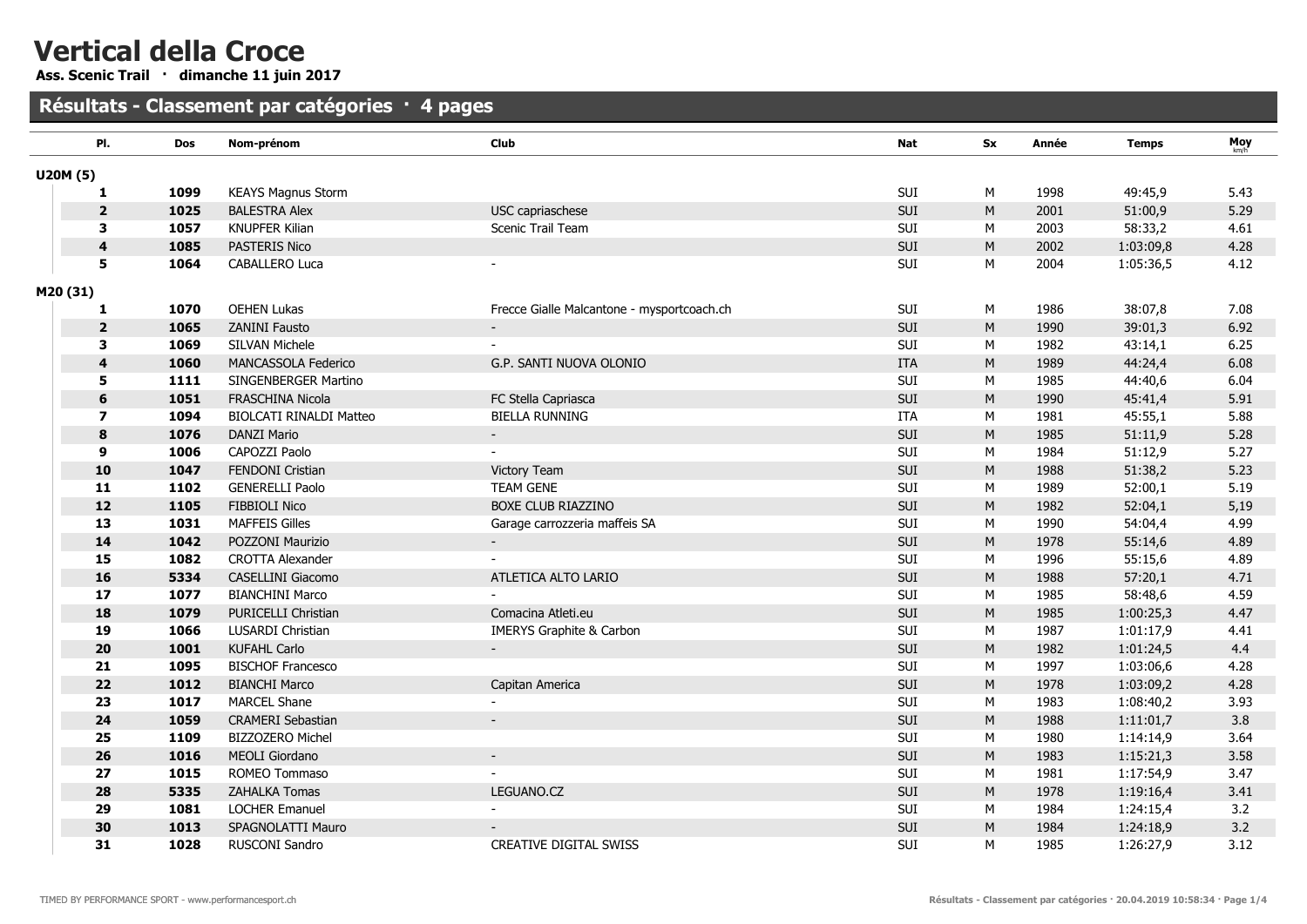# Vertical della Croce

**Ass. Scenic Trail · dimanche 11 juin 2017**

## Résultats - Classement par catégories · 4 pages

| Pl. | Dos | Nom-prénom | Club | Nat | Sx | Année | Temps | Moy km/h |
|---|---|---|---|---|---|---|---|---|
| **U20M (5)** | | | | | | | | |
| **1** | **1099** | KEAYS Magnus Storm | | SUI | M | 1998 | 49:45,9 | 5.43 |
| **2** | **1025** | BALESTRA Alex | USC capriaschese | SUI | M | 2001 | 51:00,9 | 5.29 |
| **3** | **1057** | KNUPFER Kilian | Scenic Trail Team | SUI | M | 2003 | 58:33,2 | 4.61 |
| **4** | **1085** | PASTERIS Nico | | SUI | M | 2002 | 1:03:09,8 | 4.28 |
| **5** | **1064** | CABALLERO Luca | - | SUI | M | 2004 | 1:05:36,5 | 4.12 |
| **M20 (31)** | | | | | | | | |
| **1** | **1070** | OEHEN Lukas | Frecce Gialle Malcantone - mysportcoach.ch | SUI | M | 1986 | 38:07,8 | 7.08 |
| **2** | **1065** | ZANINI Fausto | - | SUI | M | 1990 | 39:01,3 | 6.92 |
| **3** | **1069** | SILVAN Michele | - | SUI | M | 1982 | 43:14,1 | 6.25 |
| **4** | **1060** | MANCASSOLA Federico | G.P. SANTI NUOVA OLONIO | ITA | M | 1989 | 44:24,4 | 6.08 |
| **5** | **1111** | SINGENBERGER Martino | | SUI | M | 1985 | 44:40,6 | 6.04 |
| **6** | **1051** | FRASCHINA Nicola | FC Stella Capriasca | SUI | M | 1990 | 45:41,4 | 5.91 |
| **7** | **1094** | BIOLCATI RINALDI Matteo | BIELLA RUNNING | ITA | M | 1981 | 45:55,1 | 5.88 |
| **8** | **1076** | DANZI Mario | - | SUI | M | 1985 | 51:11,9 | 5.28 |
| **9** | **1006** | CAPOZZI Paolo | - | SUI | M | 1984 | 51:12,9 | 5.27 |
| **10** | **1047** | FENDONI Cristian | Victory Team | SUI | M | 1988 | 51:38,2 | 5.23 |
| **11** | **1102** | GENERELLI Paolo | TEAM GENE | SUI | M | 1989 | 52:00,1 | 5.19 |
| **12** | **1105** | FIBBIOLI Nico | BOXE CLUB RIAZZINO | SUI | M | 1982 | 52:04,1 | 5,19 |
| **13** | **1031** | MAFFEIS Gilles | Garage carrozzeria maffeis SA | SUI | M | 1990 | 54:04,4 | 4.99 |
| **14** | **1042** | POZZONI Maurizio | - | SUI | M | 1978 | 55:14,6 | 4.89 |
| **15** | **1082** | CROTTA Alexander | - | SUI | M | 1996 | 55:15,6 | 4.89 |
| **16** | **5334** | CASELLINI Giacomo | ATLETICA ALTO LARIO | SUI | M | 1988 | 57:20,1 | 4.71 |
| **17** | **1077** | BIANCHINI Marco | - | SUI | M | 1985 | 58:48,6 | 4.59 |
| **18** | **1079** | PURICELLI Christian | Comacina Atleti.eu | SUI | M | 1985 | 1:00:25,3 | 4.47 |
| **19** | **1066** | LUSARDI Christian | IMERYS Graphite & Carbon | SUI | M | 1987 | 1:01:17,9 | 4.41 |
| **20** | **1001** | KUFAHL Carlo | - | SUI | M | 1982 | 1:01:24,5 | 4.4 |
| **21** | **1095** | BISCHOF Francesco | | SUI | M | 1997 | 1:03:06,6 | 4.28 |
| **22** | **1012** | BIANCHI Marco | Capitan America | SUI | M | 1978 | 1:03:09,2 | 4.28 |
| **23** | **1017** | MARCEL Shane | - | SUI | M | 1983 | 1:08:40,2 | 3.93 |
| **24** | **1059** | CRAMERI Sebastian | - | SUI | M | 1988 | 1:11:01,7 | 3.8 |
| **25** | **1109** | BIZZOZERO Michel | | SUI | M | 1980 | 1:14:14,9 | 3.64 |
| **26** | **1016** | MEOLI Giordano | - | SUI | M | 1983 | 1:15:21,3 | 3.58 |
| **27** | **1015** | ROMEO Tommaso | - | SUI | M | 1981 | 1:17:54,9 | 3.47 |
| **28** | **5335** | ZAHALKA Tomas | LEGUANO.CZ | SUI | M | 1978 | 1:19:16,4 | 3.41 |
| **29** | **1081** | LOCHER Emanuel | - | SUI | M | 1984 | 1:24:15,4 | 3.2 |
| **30** | **1013** | SPAGNOLATTI Mauro | - | SUI | M | 1984 | 1:24:18,9 | 3.2 |
| **31** | **1028** | RUSCONI Sandro | CREATIVE DIGITAL SWISS | SUI | M | 1985 | 1:26:27,9 | 3.12 |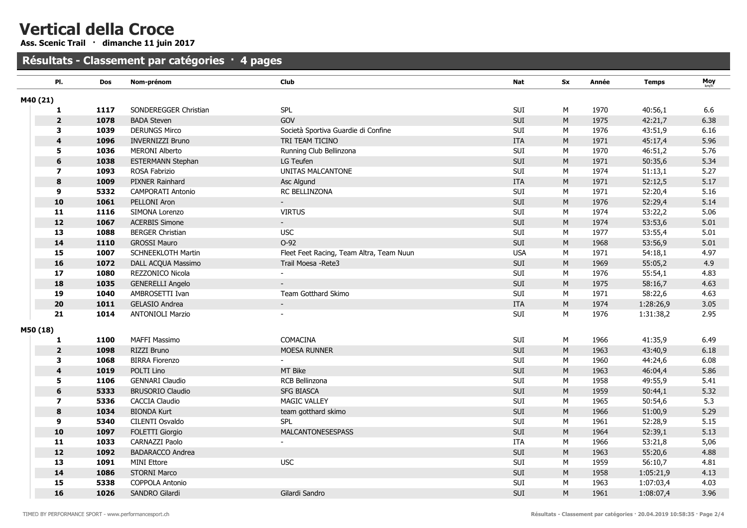# Vertical della Croce

**Ass. Scenic Trail · dimanche 11 juin 2017**

## Résultats - Classement par catégories · 4 pages

| Pl. | Dos | Nom-prénom | Club | Nat | Sx | Année | Temps | Moy km/h |
|---|---|---|---|---|---|---|---|---|
| **M40 (21)** | | | | | | | | |
| **1** | **1117** | SONDEREGGER Christian | SPL | SUI | M | 1970 | 40:56,1 | 6.6 |
| **2** | **1078** | BADA Steven | GOV | SUI | M | 1975 | 42:21,7 | 6.38 |
| **3** | **1039** | DERUNGS Mirco | Società Sportiva Guardie di Confine | SUI | M | 1976 | 43:51,9 | 6.16 |
| **4** | **1096** | INVERNIZZI Bruno | TRI TEAM TICINO | ITA | M | 1971 | 45:17,4 | 5.96 |
| **5** | **1036** | MERONI Alberto | Running Club Bellinzona | SUI | M | 1970 | 46:51,2 | 5.76 |
| **6** | **1038** | ESTERMANN Stephan | LG Teufen | SUI | M | 1971 | 50:35,6 | 5.34 |
| **7** | **1093** | ROSA Fabrizio | UNITAS MALCANTONE | SUI | M | 1974 | 51:13,1 | 5.27 |
| **8** | **1009** | PIXNER Rainhard | Asc Algund | ITA | M | 1971 | 52:12,5 | 5.17 |
| **9** | **5332** | CAMPORATI Antonio | RC BELLINZONA | SUI | M | 1971 | 52:20,4 | 5.16 |
| **10** | **1061** | PELLONI Aron | - | SUI | M | 1976 | 52:29,4 | 5.14 |
| **11** | **1116** | SIMONA Lorenzo | VIRTUS | SUI | M | 1974 | 53:22,2 | 5.06 |
| **12** | **1067** | ACERBIS Simone | - | SUI | M | 1974 | 53:53,6 | 5.01 |
| **13** | **1088** | BERGER Christian | USC | SUI | M | 1977 | 53:55,4 | 5.01 |
| **14** | **1110** | GROSSI Mauro | O-92 | SUI | M | 1968 | 53:56,9 | 5.01 |
| **15** | **1007** | SCHNEEKLOTH Martin | Fleet Feet Racing, Team Altra, Team Nuun | USA | M | 1971 | 54:18,1 | 4.97 |
| **16** | **1072** | DALL ACQUA Massimo | Trail Moesa -Rete3 | SUI | M | 1969 | 55:05,2 | 4.9 |
| **17** | **1080** | REZZONICO Nicola | - | SUI | M | 1976 | 55:54,1 | 4.83 |
| **18** | **1035** | GENERELLI Angelo | - | SUI | M | 1975 | 58:16,7 | 4.63 |
| **19** | **1040** | AMBROSETTI Ivan | Team Gotthard Skimo | SUI | M | 1971 | 58:22,6 | 4.63 |
| **20** | **1011** | GELASIO Andrea | - | ITA | M | 1974 | 1:28:26,9 | 3.05 |
| **21** | **1014** | ANTONIOLI Marzio | - | SUI | M | 1976 | 1:31:38,2 | 2.95 |
| **M50 (18)** | | | | | | | | |
| **1** | **1100** | MAFFI Massimo | COMACINA | SUI | M | 1966 | 41:35,9 | 6.49 |
| **2** | **1098** | RIZZI Bruno | MOESA RUNNER | SUI | M | 1963 | 43:40,9 | 6.18 |
| **3** | **1068** | BIRRA Fiorenzo | - | SUI | M | 1960 | 44:24,6 | 6.08 |
| **4** | **1019** | POLTI Lino | MT Bike | SUI | M | 1963 | 46:04,4 | 5.86 |
| **5** | **1106** | GENNARI Claudio | RCB Bellinzona | SUI | M | 1958 | 49:55,9 | 5.41 |
| **6** | **5333** | BRUSORIO Claudio | SFG BIASCA | SUI | M | 1959 | 50:44,1 | 5.32 |
| **7** | **5336** | CACCIA Claudio | MAGIC VALLEY | SUI | M | 1965 | 50:54,6 | 5.3 |
| **8** | **1034** | BIONDA Kurt | team gotthard skimo | SUI | M | 1966 | 51:00,9 | 5.29 |
| **9** | **5340** | CILENTI Osvaldo | SPL | SUI | M | 1961 | 52:28,9 | 5.15 |
| **10** | **1097** | FOLETTI Giorgio | MALCANTONESESPASS | SUI | M | 1964 | 52:39,1 | 5.13 |
| **11** | **1033** | CARNAZZI Paolo | - | ITA | M | 1966 | 53:21,8 | 5,06 |
| **12** | **1092** | BADARACCO Andrea | | SUI | M | 1963 | 55:20,6 | 4.88 |
| **13** | **1091** | MINI Ettore | USC | SUI | M | 1959 | 56:10,7 | 4.81 |
| **14** | **1086** | STORNI Marco | | SUI | M | 1958 | 1:05:21,9 | 4.13 |
| **15** | **5338** | COPPOLA Antonio | | SUI | M | 1963 | 1:07:03,4 | 4.03 |
| **16** | **1026** | SANDRO Gilardi | Gilardi Sandro | SUI | M | 1961 | 1:08:07,4 | 3.96 |

TIMED BY PERFORMANCE SPORT - www.performancesport.ch

Résultats - Classement par catégories · 20.04.2019 10:58:35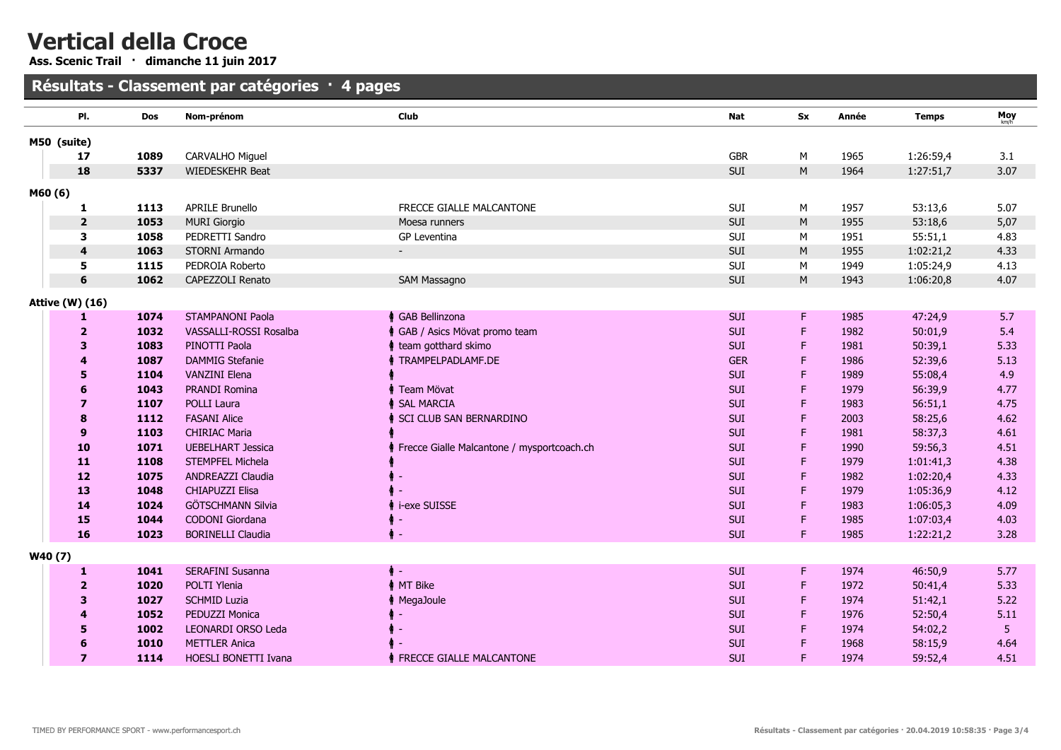# Vertical della Croce

**Ass. Scenic Trail · dimanche 11 juin 2017**

## Résultats - Classement par catégories · 4 pages

| Pl. | Dos | Nom-prénom | Club | Nat | Sx | Année | Temps | Moy km/h |
|---|---|---|---|---|---|---|---|---|
| **M50 (suite)** | | | | | | | | |
| **17** | **1089** | CARVALHO Miguel | | GBR | M | 1965 | 1:26:59,4 | 3.1 |
| **18** | **5337** | WIEDESKEHR Beat | | SUI | M | 1964 | 1:27:51,7 | 3.07 |
| **M60 (6)** | | | | | | | | |
| **1** | **1113** | APRILE Brunello | FRECCE GIALLE MALCANTONE | SUI | M | 1957 | 53:13,6 | 5.07 |
| **2** | **1053** | MURI Giorgio | Moesa runners | SUI | M | 1955 | 53:18,6 | 5,07 |
| **3** | **1058** | PEDRETTI Sandro | GP Leventina | SUI | M | 1951 | 55:51,1 | 4.83 |
| **4** | **1063** | STORNI Armando | - | SUI | M | 1955 | 1:02:21,2 | 4.33 |
| **5** | **1115** | PEDROIA Roberto | | SUI | M | 1949 | 1:05:24,9 | 4.13 |
| **6** | **1062** | CAPEZZOLI Renato | SAM Massagno | SUI | M | 1943 | 1:06:20,8 | 4.07 |
| **Attive (W) (16)** | | | | | | | | |
| **1** | **1074** | STAMPANONI Paola | GAB Bellinzona | SUI | F | 1985 | 47:24,9 | 5.7 |
| **2** | **1032** | VASSALLI-ROSSI Rosalba | GAB / Asics Mövat promo team | SUI | F | 1982 | 50:01,9 | 5.4 |
| **3** | **1083** | PINOTTI Paola | team gotthard skimo | SUI | F | 1981 | 50:39,1 | 5.33 |
| **4** | **1087** | DAMMIG Stefanie | TRAMPELPADLAMF.DE | GER | F | 1986 | 52:39,6 | 5.13 |
| **5** | **1104** | VANZINI Elena | | SUI | F | 1989 | 55:08,4 | 4.9 |
| **6** | **1043** | PRANDI Romina | Team Mövat | SUI | F | 1979 | 56:39,9 | 4.77 |
| **7** | **1107** | POLLI Laura | SAL MARCIA | SUI | F | 1983 | 56:51,1 | 4.75 |
| **8** | **1112** | FASANI Alice | SCI CLUB SAN BERNARDINO | SUI | F | 2003 | 58:25,6 | 4.62 |
| **9** | **1103** | CHIRIAC Maria | | SUI | F | 1981 | 58:37,3 | 4.61 |
| **10** | **1071** | UEBELHART Jessica | Frecce Gialle Malcantone / mysportcoach.ch | SUI | F | 1990 | 59:56,3 | 4.51 |
| **11** | **1108** | STEMPFEL Michela | | SUI | F | 1979 | 1:01:41,3 | 4.38 |
| **12** | **1075** | ANDREAZZI Claudia | - | SUI | F | 1982 | 1:02:20,4 | 4.33 |
| **13** | **1048** | CHIAPUZZI Elisa | - | SUI | F | 1979 | 1:05:36,9 | 4.12 |
| **14** | **1024** | GÖTSCHMANN Silvia | i-exe SUISSE | SUI | F | 1983 | 1:06:05,3 | 4.09 |
| **15** | **1044** | CODONI Giordana | - | SUI | F | 1985 | 1:07:03,4 | 4.03 |
| **16** | **1023** | BORINELLI Claudia | - | SUI | F | 1985 | 1:22:21,2 | 3.28 |
| **W40 (7)** | | | | | | | | |
| **1** | **1041** | SERAFINI Susanna | - | SUI | F | 1974 | 46:50,9 | 5.77 |
| **2** | **1020** | POLTI Ylenia | MT Bike | SUI | F | 1972 | 50:41,4 | 5.33 |
| **3** | **1027** | SCHMID Luzia | MegaJoule | SUI | F | 1974 | 51:42,1 | 5.22 |
| **4** | **1052** | PEDUZZI Monica | - | SUI | F | 1976 | 52:50,4 | 5.11 |
| **5** | **1002** | LEONARDI ORSO Leda | - | SUI | F | 1974 | 54:02,2 | 5 |
| **6** | **1010** | METTLER Anica | - | SUI | F | 1968 | 58:15,9 | 4.64 |
| **7** | **1114** | HOESLI BONETTI Ivana | FRECCE GIALLE MALCANTONE | SUI | F | 1974 | 59:52,4 | 4.51 |

TIMED BY PERFORMANCE SPORT - www.performancesport.ch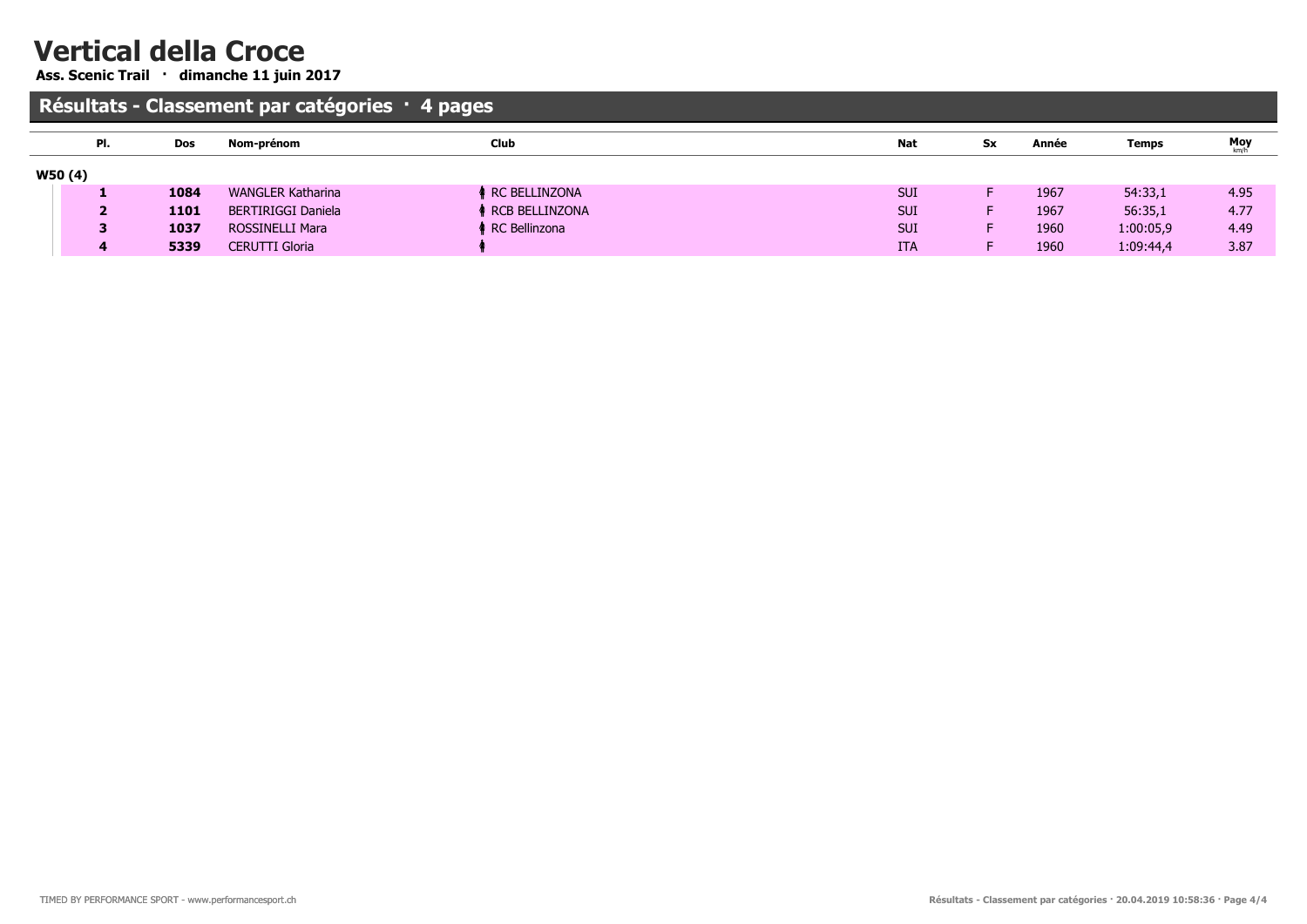# Vertical della Croce

**Ass. Scenic Trail · dimanche 11 juin 2017**

## Résultats - Classement par catégories · 4 pages

**W50 (4)**

| Pl. | Dos | Nom-prénom | Club | Nat | Sx | Année | Temps | Moy km/h |
|---|---|---|---|---|---|---|---|---|
| **1** | **1084** | WANGLER Katharina | RC BELLINZONA | SUI | F | 1967 | 54:33,1 | 4.95 |
| **2** | **1101** | BERTIRIGGI Daniela | RCB BELLINZONA | SUI | F | 1967 | 56:35,1 | 4.77 |
| **3** | **1037** | ROSSINELLI Mara | RC Bellinzona | SUI | F | 1960 | 1:00:05,9 | 4.49 |
| **4** | **5339** | CERUTTI Gloria | | ITA | F | 1960 | 1:09:44,4 | 3.87 |

TIMED BY PERFORMANCE SPORT - www.performancesport.ch

Résultats - Classement par catégories · 20.04.2019 10:58:36